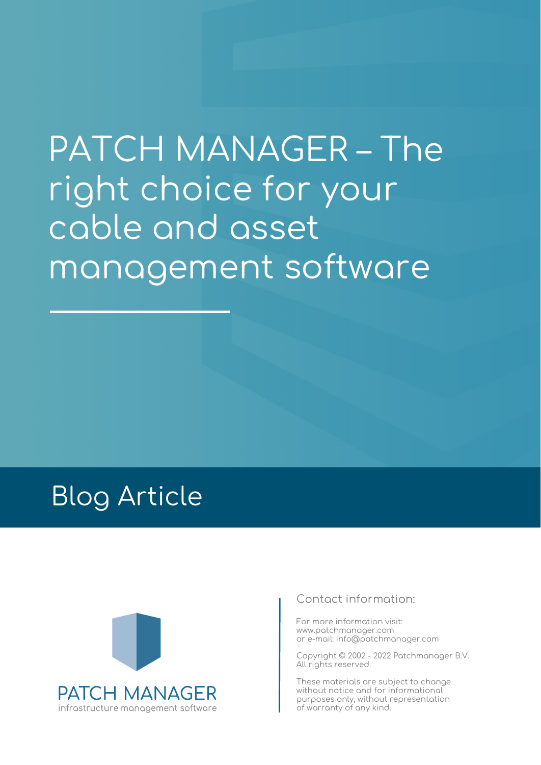# PATCH MANAGER – The right choice for your cable and asset management software

## Blog Article

PATCH MANAGER
infrastructure management software

Contact information:

For more information visit:
www.patchmanager.com
or e-mail: info@patchmanager.com

Copyright © 2002 - 2022 Patchmanager B.V.
All rights reserved.

These materials are subject to change without notice and for informational purposes only, without representation of warranty of any kind.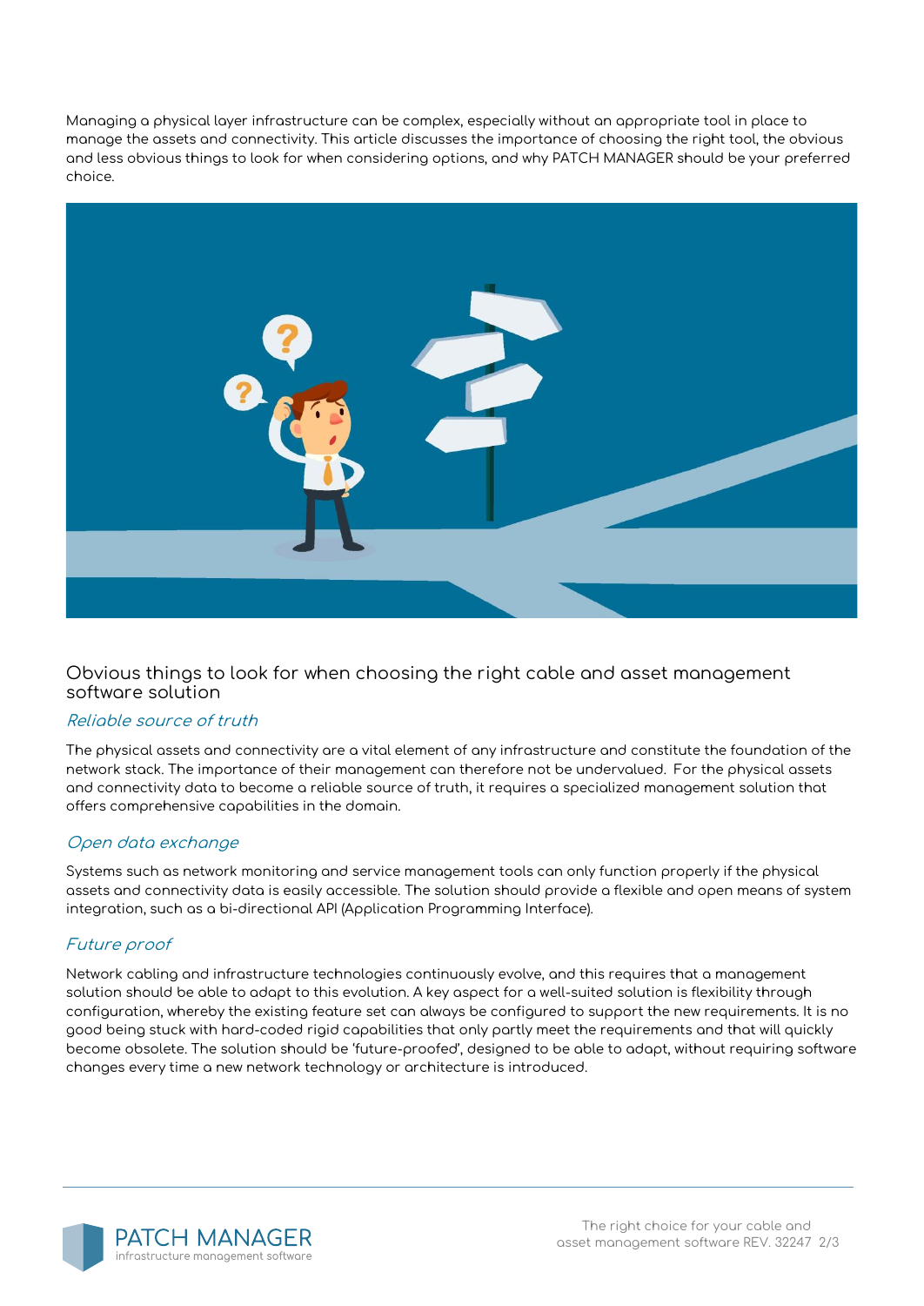Managing a physical layer infrastructure can be complex, especially without an appropriate tool in place to manage the assets and connectivity. This article discusses the importance of choosing the right tool, the obvious and less obvious things to look for when considering options, and why PATCH MANAGER should be your preferred choice.

## Obvious things to look for when choosing the right cable and asset management software solution

### *Reliable source of truth*

The physical assets and connectivity are a vital element of any infrastructure and constitute the foundation of the network stack. The importance of their management can therefore not be undervalued. For the physical assets and connectivity data to become a reliable source of truth, it requires a specialized management solution that offers comprehensive capabilities in the domain.

### *Open data exchange*

Systems such as network monitoring and service management tools can only function properly if the physical assets and connectivity data is easily accessible. The solution should provide a flexible and open means of system integration, such as a bi-directional API (Application Programming Interface).

### *Future proof*

Network cabling and infrastructure technologies continuously evolve, and this requires that a management solution should be able to adapt to this evolution. A key aspect for a well-suited solution is flexibility through configuration, whereby the existing feature set can always be configured to support the new requirements. It is no good being stuck with hard-coded rigid capabilities that only partly meet the requirements and that will quickly become obsolete. The solution should be 'future-proofed', designed to be able to adapt, without requiring software changes every time a new network technology or architecture is introduced.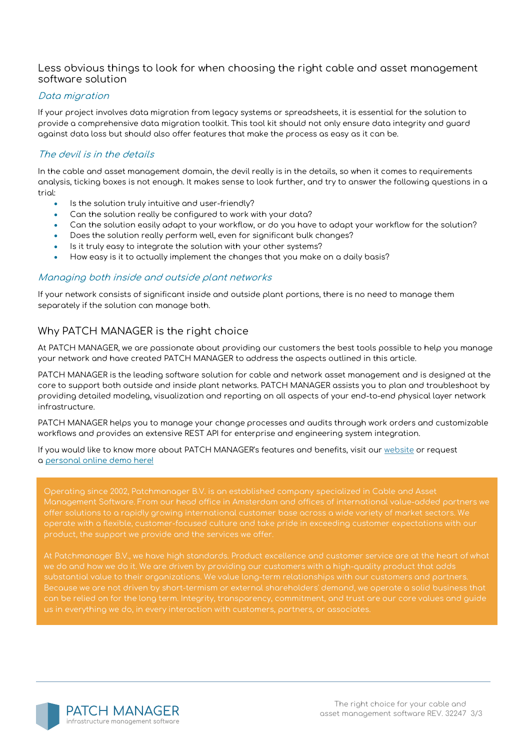## Less obvious things to look for when choosing the right cable and asset management software solution

### *Data migration*

If your project involves data migration from legacy systems or spreadsheets, it is essential for the solution to provide a comprehensive data migration toolkit. This tool kit should not only ensure data integrity and guard against data loss but should also offer features that make the process as easy as it can be.

### *The devil is in the details*

In the cable and asset management domain, the devil really is in the details, so when it comes to requirements analysis, ticking boxes is not enough. It makes sense to look further, and try to answer the following questions in a trial:

- Is the solution truly intuitive and user-friendly?
- Can the solution really be configured to work with your data?
- Can the solution easily adapt to your workflow, or do you have to adapt your workflow for the solution?
- Does the solution really perform well, even for significant bulk changes?
- Is it truly easy to integrate the solution with your other systems?
- How easy is it to actually implement the changes that you make on a daily basis?

### *Managing both inside and outside plant networks*

If your network consists of significant inside and outside plant portions, there is no need to manage them separately if the solution can manage both.

## Why PATCH MANAGER is the right choice

At PATCH MANAGER, we are passionate about providing our customers the best tools possible to help you manage your network and have created PATCH MANAGER to address the aspects outlined in this article.

PATCH MANAGER is the leading software solution for cable and network asset management and is designed at the core to support both outside and inside plant networks. PATCH MANAGER assists you to plan and troubleshoot by providing detailed modeling, visualization and reporting on all aspects of your end-to-end physical layer network infrastructure.

PATCH MANAGER helps you to manage your change processes and audits through work orders and customizable workflows and provides an extensive REST API for enterprise and engineering system integration.

If you would like to know more about PATCH MANAGER's features and benefits, visit our website or request a personal online demo here!

Operating since 2002, Patchmanager B.V. is an established company specialized in Cable and Asset Management Software. From our head office in Amsterdam and offices of international value-added partners we offer solutions to a rapidly growing international customer base across a wide variety of market sectors. We operate with a flexible, customer-focused culture and take pride in exceeding customer expectations with our product, the support we provide and the services we offer.

At Patchmanager B.V., we have high standards. Product excellence and customer service are at the heart of what we do and how we do it. We are driven by providing our customers with a high-quality product that adds substantial value to their organizations. We value long-term relationships with our customers and partners. Because we are not driven by short-termism or external shareholders' demand, we operate a solid business that can be relied on for the long term. Integrity, transparency, commitment, and trust are our core values and guide us in everything we do, in every interaction with customers, partners, or associates.